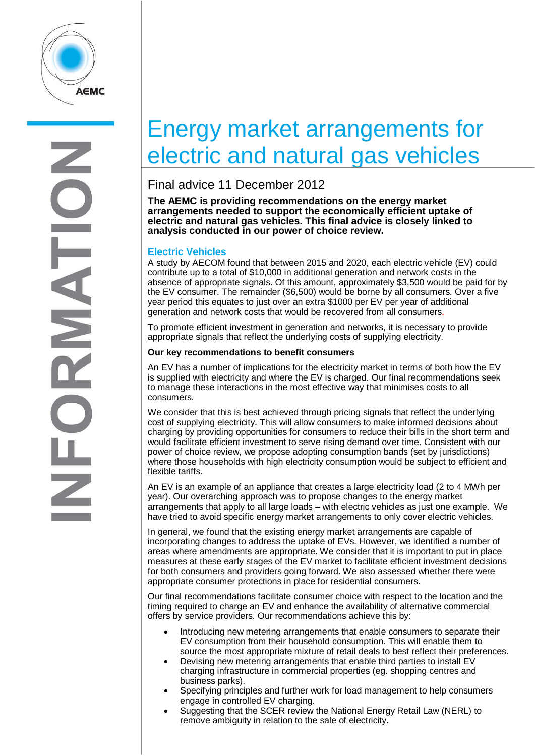# Energy market arrangements for electric and natural gas vehicles

## Final advice 11 December 2012

**The AEMC is providing recommendations on the energy market arrangements needed to support the economically efficient uptake of electric and natural gas vehicles. This final advice is closely linked to analysis conducted in our power of choice review.**

### Electric Vehicles

A study by AECOM found that between 2015 and 2020, each electric vehicle (EV) could contribute up to a total of $10,000 in additional generation and network costs in the absence of appropriate signals. Of this amount, approximately $3,500 would be paid for by the EV consumer. The remainder ($6,500) would be borne by all consumers. Over a five year period this equates to just over an extra $1000 per EV per year of additional generation and network costs that would be recovered from all consumers.

To promote efficient investment in generation and networks, it is necessary to provide appropriate signals that reflect the underlying costs of supplying electricity.

**Our key recommendations to benefit consumers**

An EV has a number of implications for the electricity market in terms of both how the EV is supplied with electricity and where the EV is charged. Our final recommendations seek to manage these interactions in the most effective way that minimises costs to all consumers.

We consider that this is best achieved through pricing signals that reflect the underlying cost of supplying electricity. This will allow consumers to make informed decisions about charging by providing opportunities for consumers to reduce their bills in the short term and would facilitate efficient investment to serve rising demand over time. Consistent with our power of choice review, we propose adopting consumption bands (set by jurisdictions) where those households with high electricity consumption would be subject to efficient and flexible tariffs.

An EV is an example of an appliance that creates a large electricity load (2 to 4 MWh per year). Our overarching approach was to propose changes to the energy market arrangements that apply to all large loads – with electric vehicles as just one example. We have tried to avoid specific energy market arrangements to only cover electric vehicles.

In general, we found that the existing energy market arrangements are capable of incorporating changes to address the uptake of EVs. However, we identified a number of areas where amendments are appropriate. We consider that it is important to put in place measures at these early stages of the EV market to facilitate efficient investment decisions for both consumers and providers going forward. We also assessed whether there were appropriate consumer protections in place for residential consumers.

Our final recommendations facilitate consumer choice with respect to the location and the timing required to charge an EV and enhance the availability of alternative commercial offers by service providers. Our recommendations achieve this by:

- Introducing new metering arrangements that enable consumers to separate their EV consumption from their household consumption. This will enable them to source the most appropriate mixture of retail deals to best reflect their preferences.
- Devising new metering arrangements that enable third parties to install EV charging infrastructure in commercial properties (eg. shopping centres and business parks).
- Specifying principles and further work for load management to help consumers engage in controlled EV charging.
- Suggesting that the SCER review the National Energy Retail Law (NERL) to remove ambiguity in relation to the sale of electricity.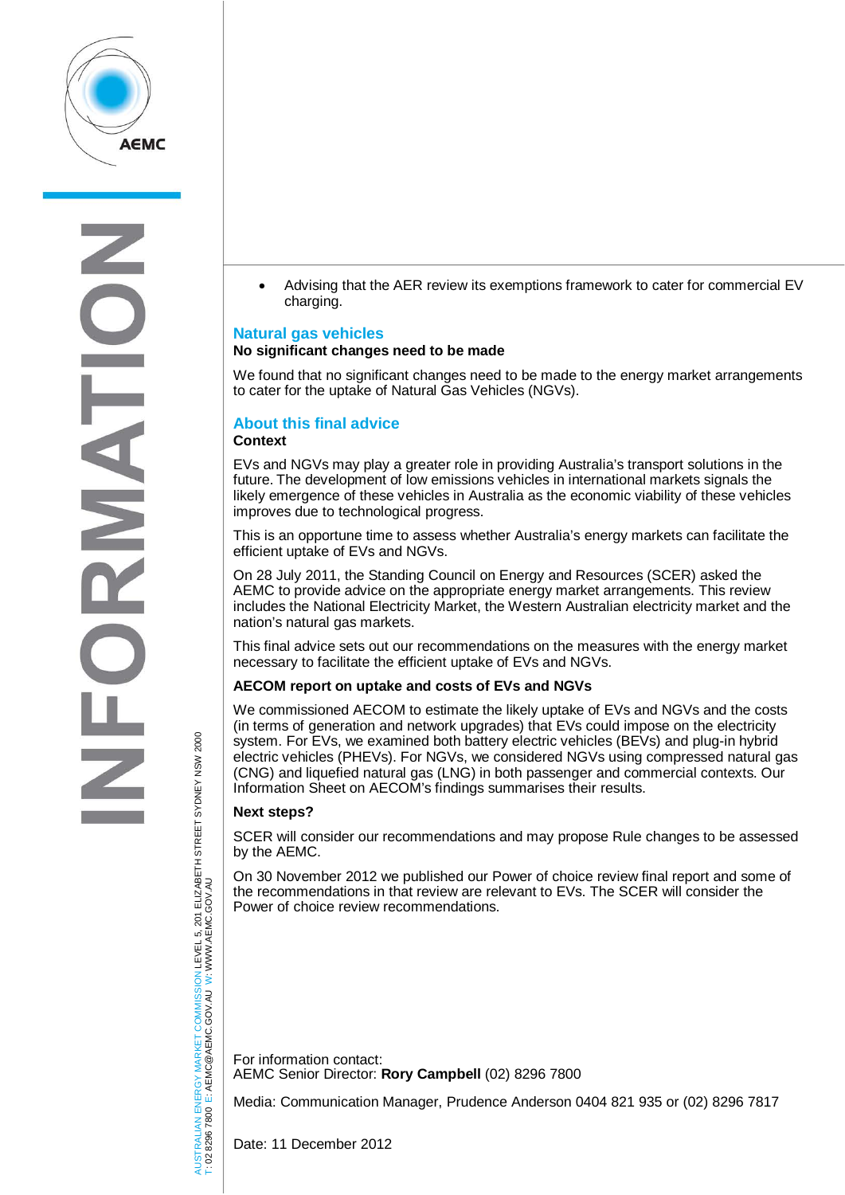- Advising that the AER review its exemptions framework to cater for commercial EV charging.

## Natural gas vehicles

**No significant changes need to be made**

We found that no significant changes need to be made to the energy market arrangements to cater for the uptake of Natural Gas Vehicles (NGVs).

## About this final advice

**Context**

EVs and NGVs may play a greater role in providing Australia's transport solutions in the future. The development of low emissions vehicles in international markets signals the likely emergence of these vehicles in Australia as the economic viability of these vehicles improves due to technological progress.

This is an opportune time to assess whether Australia's energy markets can facilitate the efficient uptake of EVs and NGVs.

On 28 July 2011, the Standing Council on Energy and Resources (SCER) asked the AEMC to provide advice on the appropriate energy market arrangements. This review includes the National Electricity Market, the Western Australian electricity market and the nation's natural gas markets.

This final advice sets out our recommendations on the measures with the energy market necessary to facilitate the efficient uptake of EVs and NGVs.

**AECOM report on uptake and costs of EVs and NGVs**

We commissioned AECOM to estimate the likely uptake of EVs and NGVs and the costs (in terms of generation and network upgrades) that EVs could impose on the electricity system. For EVs, we examined both battery electric vehicles (BEVs) and plug-in hybrid electric vehicles (PHEVs). For NGVs, we considered NGVs using compressed natural gas (CNG) and liquefied natural gas (LNG) in both passenger and commercial contexts. Our Information Sheet on AECOM's findings summarises their results.

**Next steps?**

SCER will consider our recommendations and may propose Rule changes to be assessed by the AEMC.

On 30 November 2012 we published our Power of choice review final report and some of the recommendations in that review are relevant to EVs. The SCER will consider the Power of choice review recommendations.

For information contact:
AEMC Senior Director: **Rory Campbell** (02) 8296 7800

Media: Communication Manager, Prudence Anderson 0404 821 935 or (02) 8296 7817

Date: 11 December 2012